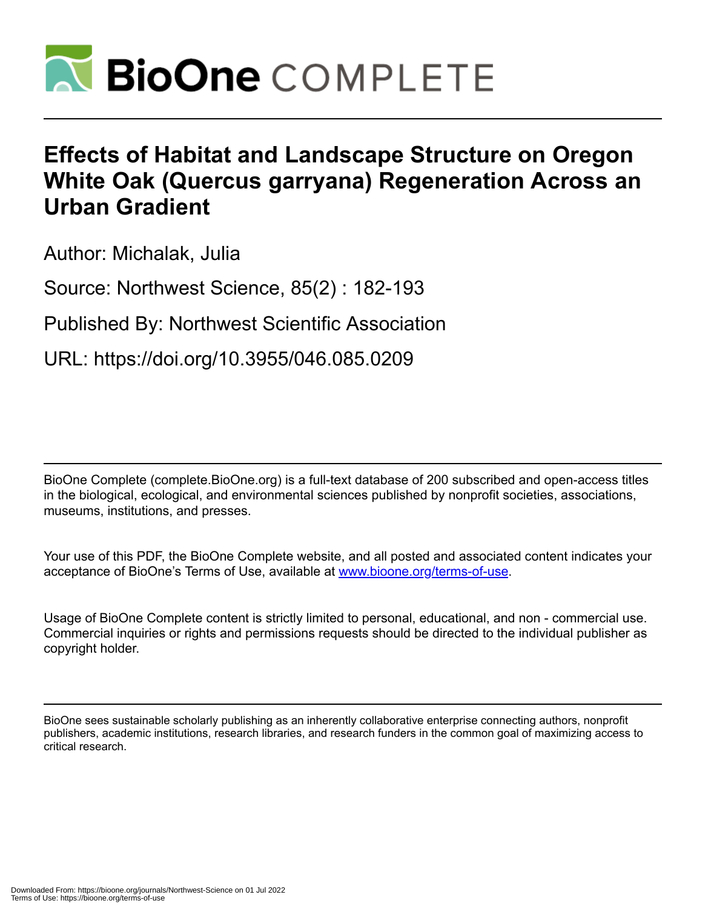# Effects of Habitat and Landscape Structure on Oregon White Oak (Quercus garryana) Regeneration Across an Urban Gradient

Author: Michalak, Julia

Source: Northwest Science, 85(2) : 182-193

Published By: Northwest Scientific Association

URL: https://doi.org/10.3955/046.085.0209

BioOne Complete (complete.BioOne.org) is a full-text database of 200 subscribed and open-access titles in the biological, ecological, and environmental sciences published by nonprofit societies, associations, museums, institutions, and presses.

Your use of this PDF, the BioOne Complete website, and all posted and associated content indicates your acceptance of BioOne's Terms of Use, available at www.bioone.org/terms-of-use.

Usage of BioOne Complete content is strictly limited to personal, educational, and non - commercial use. Commercial inquiries or rights and permissions requests should be directed to the individual publisher as copyright holder.

BioOne sees sustainable scholarly publishing as an inherently collaborative enterprise connecting authors, nonprofit publishers, academic institutions, research libraries, and research funders in the common goal of maximizing access to critical research.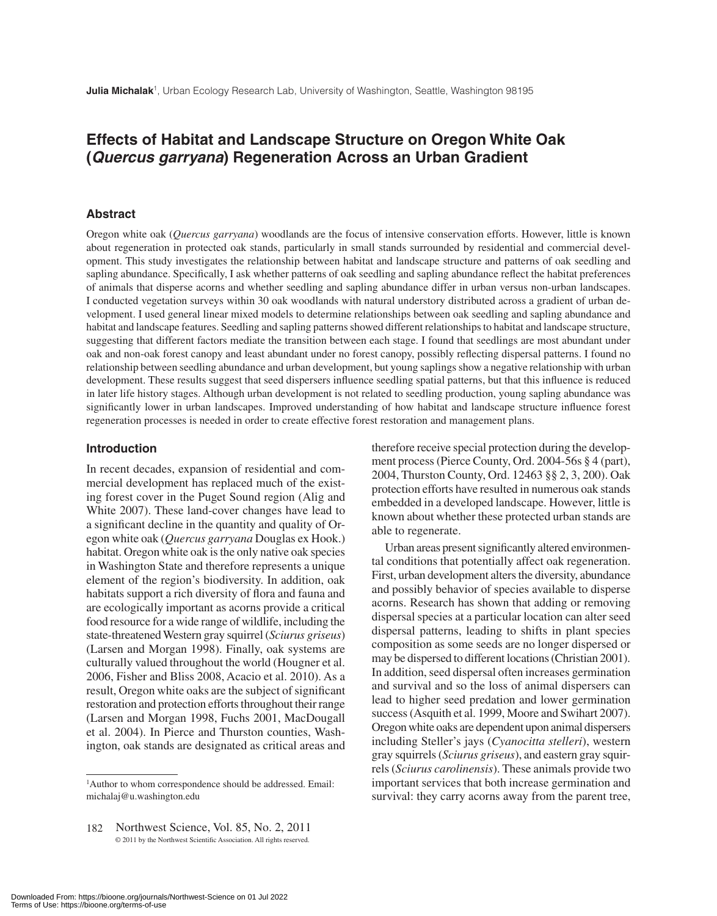**Julia Michalak**[1], Urban Ecology Research Lab, University of Washington, Seattle, Washington 98195

# Effects of Habitat and Landscape Structure on Oregon White Oak (*Quercus garryana*) Regeneration Across an Urban Gradient

## Abstract

Oregon white oak (*Quercus garryana*) woodlands are the focus of intensive conservation efforts. However, little is known about regeneration in protected oak stands, particularly in small stands surrounded by residential and commercial development. This study investigates the relationship between habitat and landscape structure and patterns of oak seedling and sapling abundance. Specifically, I ask whether patterns of oak seedling and sapling abundance reflect the habitat preferences of animals that disperse acorns and whether seedling and sapling abundance differ in urban versus non-urban landscapes. I conducted vegetation surveys within 30 oak woodlands with natural understory distributed across a gradient of urban development. I used general linear mixed models to determine relationships between oak seedling and sapling abundance and habitat and landscape features. Seedling and sapling patterns showed different relationships to habitat and landscape structure, suggesting that different factors mediate the transition between each stage. I found that seedlings are most abundant under oak and non-oak forest canopy and least abundant under no forest canopy, possibly reflecting dispersal patterns. I found no relationship between seedling abundance and urban development, but young saplings show a negative relationship with urban development. These results suggest that seed dispersers influence seedling spatial patterns, but that this influence is reduced in later life history stages. Although urban development is not related to seedling production, young sapling abundance was significantly lower in urban landscapes. Improved understanding of how habitat and landscape structure influence forest regeneration processes is needed in order to create effective forest restoration and management plans.

## Introduction

In recent decades, expansion of residential and commercial development has replaced much of the existing forest cover in the Puget Sound region (Alig and White 2007). These land-cover changes have lead to a significant decline in the quantity and quality of Oregon white oak (*Quercus garryana* Douglas ex Hook.) habitat. Oregon white oak is the only native oak species in Washington State and therefore represents a unique element of the region's biodiversity. In addition, oak habitats support a rich diversity of flora and fauna and are ecologically important as acorns provide a critical food resource for a wide range of wildlife, including the state-threatened Western gray squirrel (*Sciurus griseus*) (Larsen and Morgan 1998). Finally, oak systems are culturally valued throughout the world (Hougner et al. 2006, Fisher and Bliss 2008, Acacio et al. 2010). As a result, Oregon white oaks are the subject of significant restoration and protection efforts throughout their range (Larsen and Morgan 1998, Fuchs 2001, MacDougall et al. 2004). In Pierce and Thurston counties, Washington, oak stands are designated as critical areas and therefore receive special protection during the development process (Pierce County, Ord. 2004-56s § 4 (part), 2004, Thurston County, Ord. 12463 §§ 2, 3, 200). Oak protection efforts have resulted in numerous oak stands embedded in a developed landscape. However, little is known about whether these protected urban stands are able to regenerate.

Urban areas present significantly altered environmental conditions that potentially affect oak regeneration. First, urban development alters the diversity, abundance and possibly behavior of species available to disperse acorns. Research has shown that adding or removing dispersal species at a particular location can alter seed dispersal patterns, leading to shifts in plant species composition as some seeds are no longer dispersed or may be dispersed to different locations (Christian 2001). In addition, seed dispersal often increases germination and survival and so the loss of animal dispersers can lead to higher seed predation and lower germination success (Asquith et al. 1999, Moore and Swihart 2007). Oregon white oaks are dependent upon animal dispersers including Steller's jays (*Cyanocitta stelleri*), western gray squirrels (*Sciurus griseus*), and eastern gray squirrels (*Sciurus carolinensis*). These animals provide two important services that both increase germination and survival: they carry acorns away from the parent tree,

[1]Author to whom correspondence should be addressed. Email: michalaj@u.washington.edu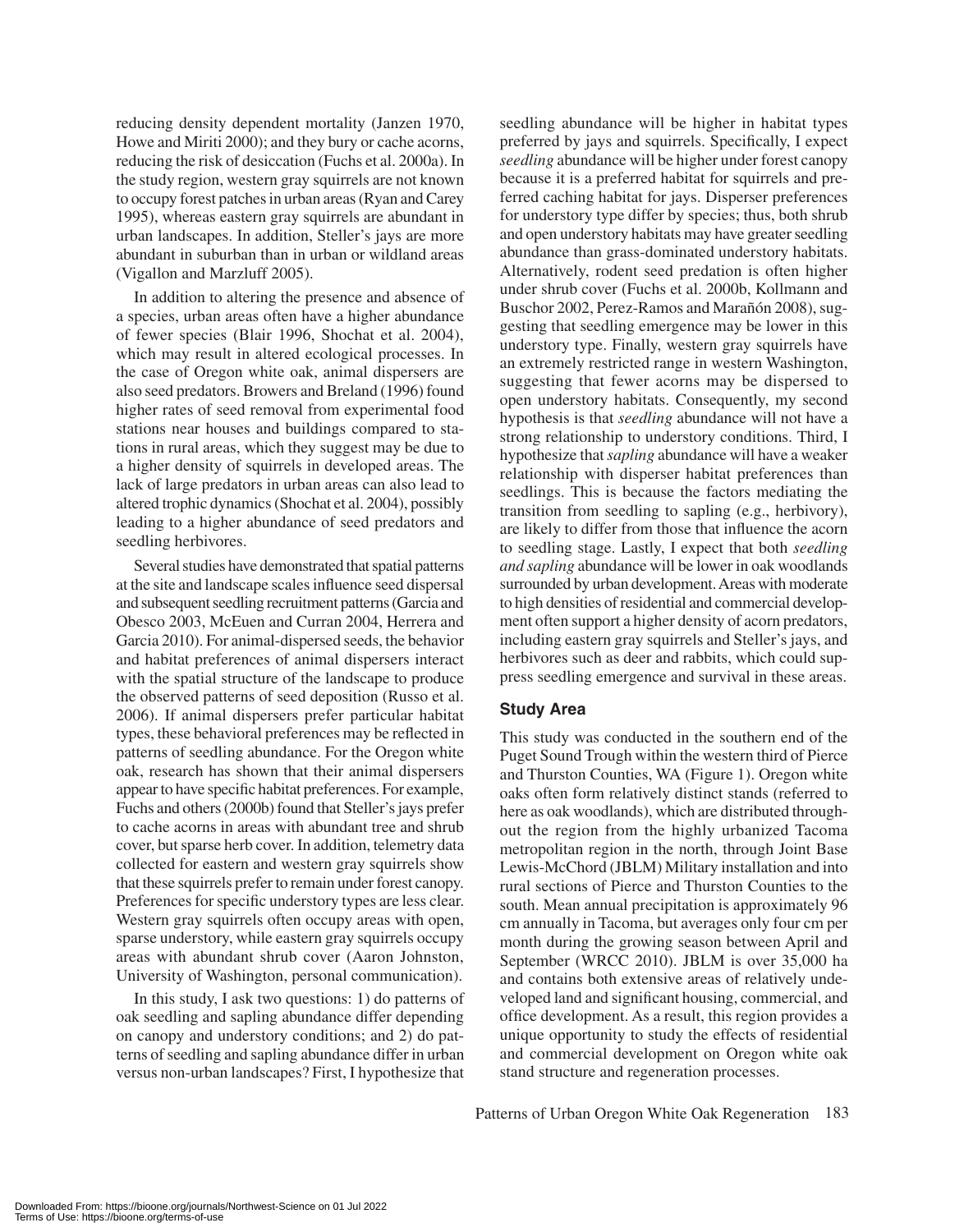reducing density dependent mortality (Janzen 1970, Howe and Miriti 2000); and they bury or cache acorns, reducing the risk of desiccation (Fuchs et al. 2000a). In the study region, western gray squirrels are not known to occupy forest patches in urban areas (Ryan and Carey 1995), whereas eastern gray squirrels are abundant in urban landscapes. In addition, Steller's jays are more abundant in suburban than in urban or wildland areas (Vigallon and Marzluff 2005).

In addition to altering the presence and absence of a species, urban areas often have a higher abundance of fewer species (Blair 1996, Shochat et al. 2004), which may result in altered ecological processes. In the case of Oregon white oak, animal dispersers are also seed predators. Browers and Breland (1996) found higher rates of seed removal from experimental food stations near houses and buildings compared to stations in rural areas, which they suggest may be due to a higher density of squirrels in developed areas. The lack of large predators in urban areas can also lead to altered trophic dynamics (Shochat et al. 2004), possibly leading to a higher abundance of seed predators and seedling herbivores.

Several studies have demonstrated that spatial patterns at the site and landscape scales influence seed dispersal and subsequent seedling recruitment patterns (Garcia and Obesco 2003, McEuen and Curran 2004, Herrera and Garcia 2010). For animal-dispersed seeds, the behavior and habitat preferences of animal dispersers interact with the spatial structure of the landscape to produce the observed patterns of seed deposition (Russo et al. 2006). If animal dispersers prefer particular habitat types, these behavioral preferences may be reflected in patterns of seedling abundance. For the Oregon white oak, research has shown that their animal dispersers appear to have specific habitat preferences. For example, Fuchs and others (2000b) found that Steller's jays prefer to cache acorns in areas with abundant tree and shrub cover, but sparse herb cover. In addition, telemetry data collected for eastern and western gray squirrels show that these squirrels prefer to remain under forest canopy. Preferences for specific understory types are less clear. Western gray squirrels often occupy areas with open, sparse understory, while eastern gray squirrels occupy areas with abundant shrub cover (Aaron Johnston, University of Washington, personal communication).

In this study, I ask two questions: 1) do patterns of oak seedling and sapling abundance differ depending on canopy and understory conditions; and 2) do patterns of seedling and sapling abundance differ in urban versus non-urban landscapes? First, I hypothesize that seedling abundance will be higher in habitat types preferred by jays and squirrels. Specifically, I expect *seedling* abundance will be higher under forest canopy because it is a preferred habitat for squirrels and preferred caching habitat for jays. Disperser preferences for understory type differ by species; thus, both shrub and open understory habitats may have greater seedling abundance than grass-dominated understory habitats. Alternatively, rodent seed predation is often higher under shrub cover (Fuchs et al. 2000b, Kollmann and Buschor 2002, Perez-Ramos and Marañón 2008), suggesting that seedling emergence may be lower in this understory type. Finally, western gray squirrels have an extremely restricted range in western Washington, suggesting that fewer acorns may be dispersed to open understory habitats. Consequently, my second hypothesis is that *seedling* abundance will not have a strong relationship to understory conditions. Third, I hypothesize that *sapling* abundance will have a weaker relationship with disperser habitat preferences than seedlings. This is because the factors mediating the transition from seedling to sapling (e.g., herbivory), are likely to differ from those that influence the acorn to seedling stage. Lastly, I expect that both *seedling and sapling* abundance will be lower in oak woodlands surrounded by urban development. Areas with moderate to high densities of residential and commercial development often support a higher density of acorn predators, including eastern gray squirrels and Steller's jays, and herbivores such as deer and rabbits, which could suppress seedling emergence and survival in these areas.

## Study Area

This study was conducted in the southern end of the Puget Sound Trough within the western third of Pierce and Thurston Counties, WA (Figure 1). Oregon white oaks often form relatively distinct stands (referred to here as oak woodlands), which are distributed throughout the region from the highly urbanized Tacoma metropolitan region in the north, through Joint Base Lewis-McChord (JBLM) Military installation and into rural sections of Pierce and Thurston Counties to the south. Mean annual precipitation is approximately 96 cm annually in Tacoma, but averages only four cm per month during the growing season between April and September (WRCC 2010). JBLM is over 35,000 ha and contains both extensive areas of relatively undeveloped land and significant housing, commercial, and office development. As a result, this region provides a unique opportunity to study the effects of residential and commercial development on Oregon white oak stand structure and regeneration processes.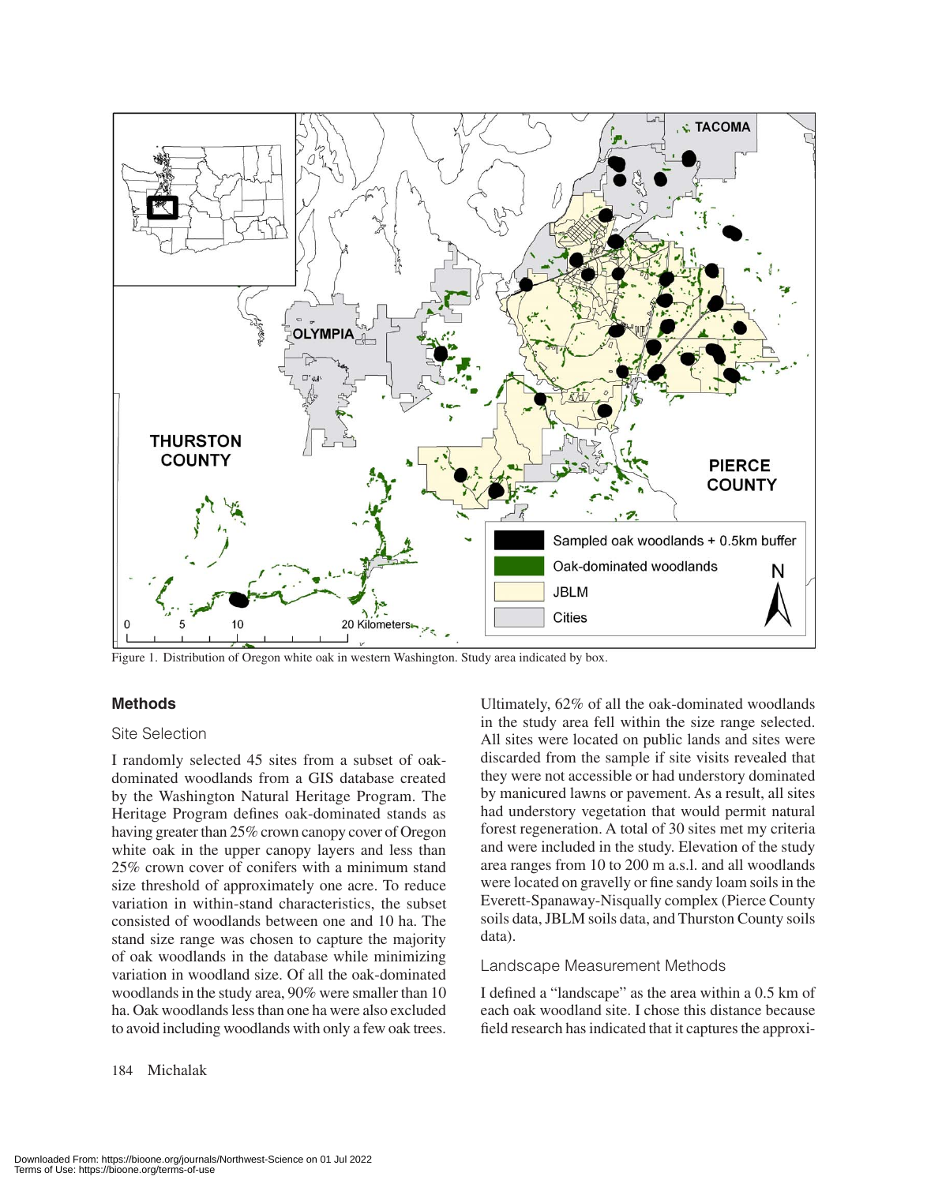Figure 1. Distribution of Oregon white oak in western Washington. Study area indicated by box.

## Methods

### Site Selection

I randomly selected 45 sites from a subset of oak-dominated woodlands from a GIS database created by the Washington Natural Heritage Program. The Heritage Program defines oak-dominated stands as having greater than 25% crown canopy cover of Oregon white oak in the upper canopy layers and less than 25% crown cover of conifers with a minimum stand size threshold of approximately one acre. To reduce variation in within-stand characteristics, the subset consisted of woodlands between one and 10 ha. The stand size range was chosen to capture the majority of oak woodlands in the database while minimizing variation in woodland size. Of all the oak-dominated woodlands in the study area, 90% were smaller than 10 ha. Oak woodlands less than one ha were also excluded to avoid including woodlands with only a few oak trees. Ultimately, 62% of all the oak-dominated woodlands in the study area fell within the size range selected. All sites were located on public lands and sites were discarded from the sample if site visits revealed that they were not accessible or had understory dominated by manicured lawns or pavement. As a result, all sites had understory vegetation that would permit natural forest regeneration. A total of 30 sites met my criteria and were included in the study. Elevation of the study area ranges from 10 to 200 m a.s.l. and all woodlands were located on gravelly or fine sandy loam soils in the Everett-Spanaway-Nisqually complex (Pierce County soils data, JBLM soils data, and Thurston County soils data).

### Landscape Measurement Methods

I defined a "landscape" as the area within a 0.5 km of each oak woodland site. I chose this distance because field research has indicated that it captures the approxi-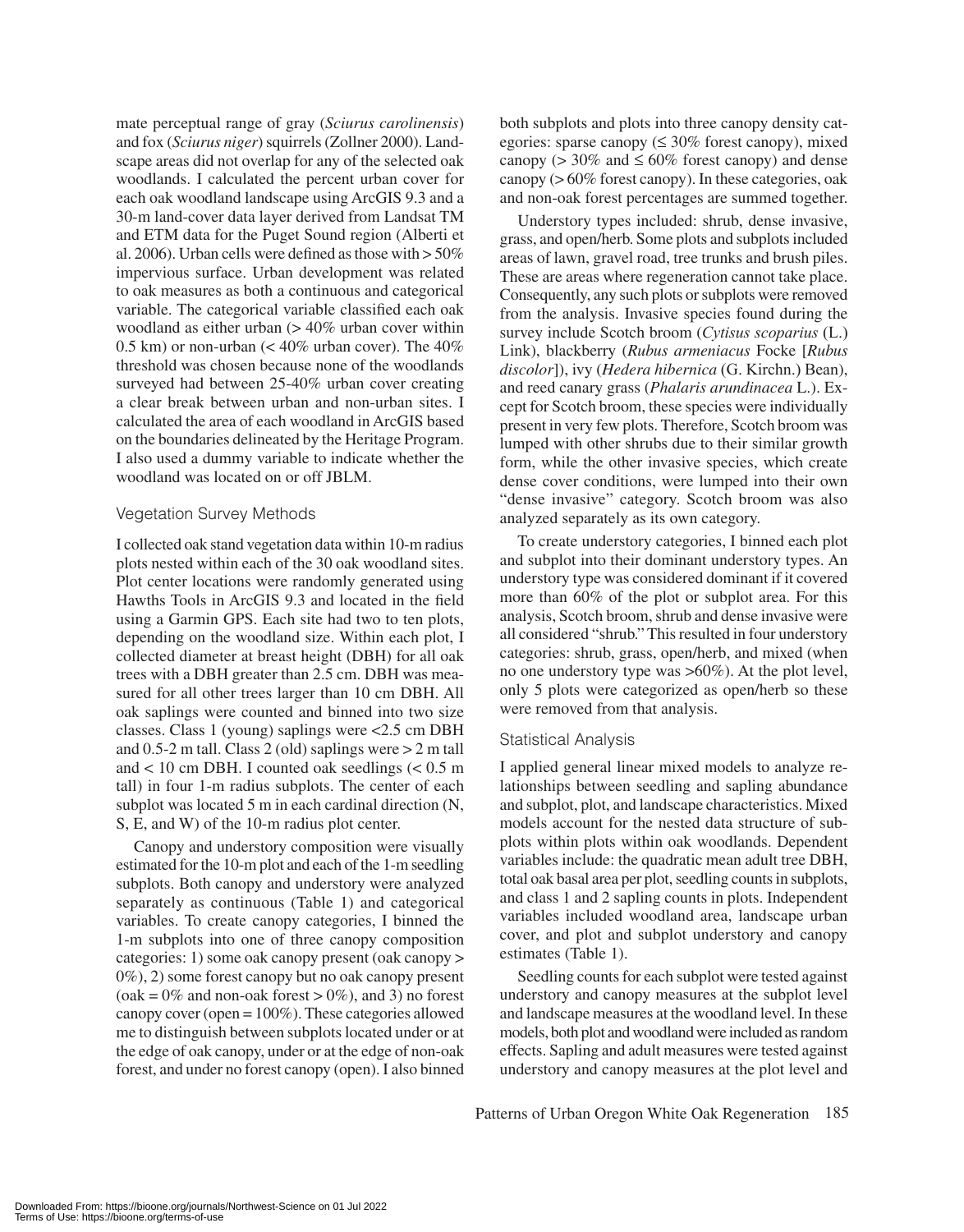mate perceptual range of gray (*Sciurus carolinensis*) and fox (*Sciurus niger*) squirrels (Zollner 2000). Landscape areas did not overlap for any of the selected oak woodlands. I calculated the percent urban cover for each oak woodland landscape using ArcGIS 9.3 and a 30-m land-cover data layer derived from Landsat TM and ETM data for the Puget Sound region (Alberti et al. 2006). Urban cells were defined as those with > 50% impervious surface. Urban development was related to oak measures as both a continuous and categorical variable. The categorical variable classified each oak woodland as either urban (> 40% urban cover within 0.5 km) or non-urban (< 40% urban cover). The 40% threshold was chosen because none of the woodlands surveyed had between 25-40% urban cover creating a clear break between urban and non-urban sites. I calculated the area of each woodland in ArcGIS based on the boundaries delineated by the Heritage Program. I also used a dummy variable to indicate whether the woodland was located on or off JBLM.

## Vegetation Survey Methods

I collected oak stand vegetation data within 10-m radius plots nested within each of the 30 oak woodland sites. Plot center locations were randomly generated using Hawths Tools in ArcGIS 9.3 and located in the field using a Garmin GPS. Each site had two to ten plots, depending on the woodland size. Within each plot, I collected diameter at breast height (DBH) for all oak trees with a DBH greater than 2.5 cm. DBH was measured for all other trees larger than 10 cm DBH. All oak saplings were counted and binned into two size classes. Class 1 (young) saplings were <2.5 cm DBH and 0.5-2 m tall. Class 2 (old) saplings were > 2 m tall and < 10 cm DBH. I counted oak seedlings (< 0.5 m tall) in four 1-m radius subplots. The center of each subplot was located 5 m in each cardinal direction (N, S, E, and W) of the 10-m radius plot center.

Canopy and understory composition were visually estimated for the 10-m plot and each of the 1-m seedling subplots. Both canopy and understory were analyzed separately as continuous (Table 1) and categorical variables. To create canopy categories, I binned the 1-m subplots into one of three canopy composition categories: 1) some oak canopy present (oak canopy > 0%), 2) some forest canopy but no oak canopy present (oak = 0% and non-oak forest > 0%), and 3) no forest canopy cover (open = 100%). These categories allowed me to distinguish between subplots located under or at the edge of oak canopy, under or at the edge of non-oak forest, and under no forest canopy (open). I also binned both subplots and plots into three canopy density categories: sparse canopy (≤ 30% forest canopy), mixed canopy (> 30% and ≤ 60% forest canopy) and dense canopy (> 60% forest canopy). In these categories, oak and non-oak forest percentages are summed together.

Understory types included: shrub, dense invasive, grass, and open/herb. Some plots and subplots included areas of lawn, gravel road, tree trunks and brush piles. These are areas where regeneration cannot take place. Consequently, any such plots or subplots were removed from the analysis. Invasive species found during the survey include Scotch broom (*Cytisus scoparius* (L.) Link), blackberry (*Rubus armeniacus* Focke [*Rubus discolor*]), ivy (*Hedera hibernica* (G. Kirchn.) Bean), and reed canary grass (*Phalaris arundinacea* L.). Except for Scotch broom, these species were individually present in very few plots. Therefore, Scotch broom was lumped with other shrubs due to their similar growth form, while the other invasive species, which create dense cover conditions, were lumped into their own "dense invasive" category. Scotch broom was also analyzed separately as its own category.

To create understory categories, I binned each plot and subplot into their dominant understory types. An understory type was considered dominant if it covered more than 60% of the plot or subplot area. For this analysis, Scotch broom, shrub and dense invasive were all considered "shrub." This resulted in four understory categories: shrub, grass, open/herb, and mixed (when no one understory type was >60%). At the plot level, only 5 plots were categorized as open/herb so these were removed from that analysis.

## Statistical Analysis

I applied general linear mixed models to analyze relationships between seedling and sapling abundance and subplot, plot, and landscape characteristics. Mixed models account for the nested data structure of subplots within plots within oak woodlands. Dependent variables include: the quadratic mean adult tree DBH, total oak basal area per plot, seedling counts in subplots, and class 1 and 2 sapling counts in plots. Independent variables included woodland area, landscape urban cover, and plot and subplot understory and canopy estimates (Table 1).

Seedling counts for each subplot were tested against understory and canopy measures at the subplot level and landscape measures at the woodland level. In these models, both plot and woodland were included as random effects. Sapling and adult measures were tested against understory and canopy measures at the plot level and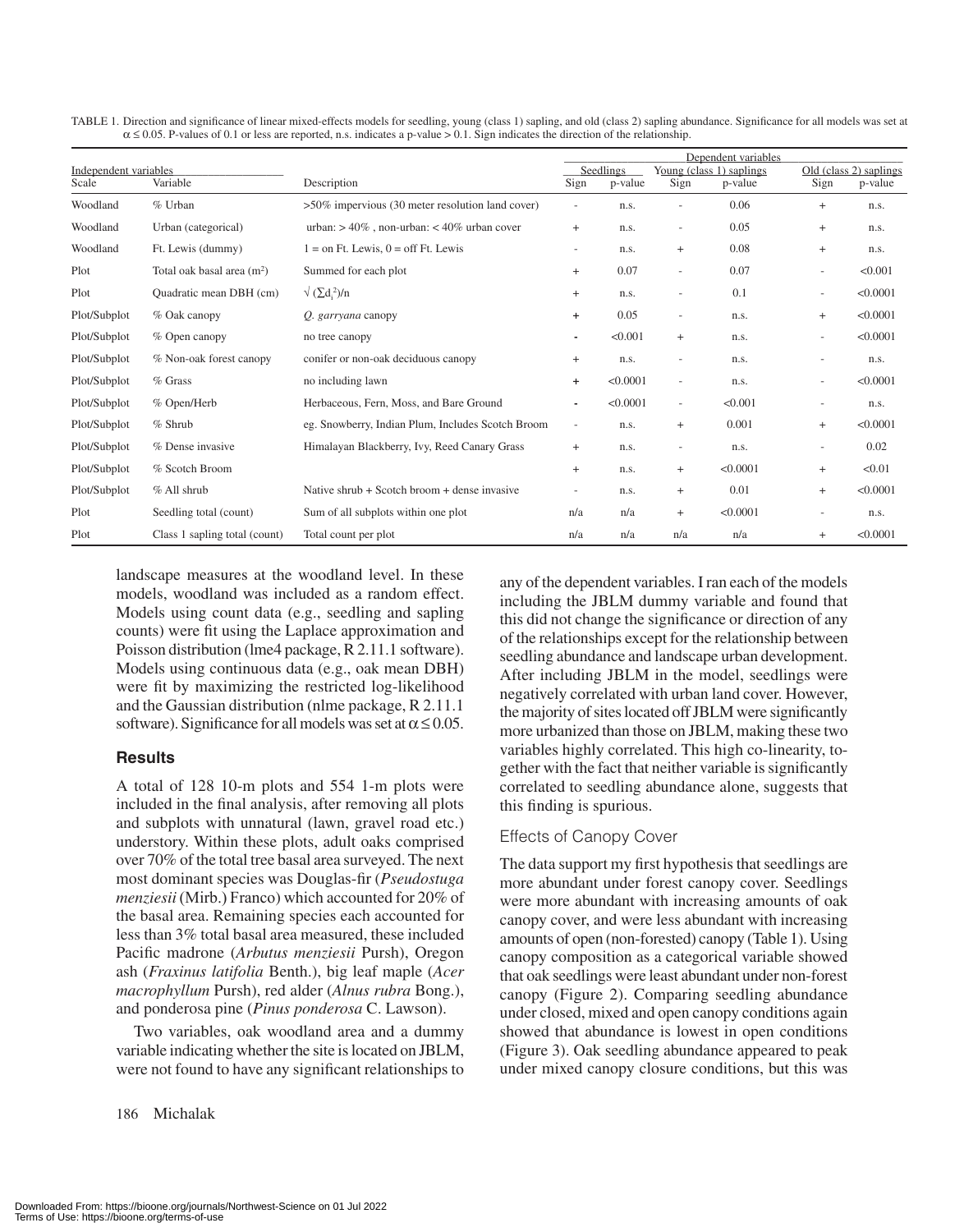TABLE 1. Direction and significance of linear mixed-effects models for seedling, young (class 1) sapling, and old (class 2) sapling abundance. Significance for all models was set at $\alpha \leq 0.05$. P-values of 0.1 or less are reported, n.s. indicates a p-value > 0.1. Sign indicates the direction of the relationship.

| Independent variables | | | Dependent variables | | | | | |
|---|---|---|---|---|---|---|---|---|
| | | | Seedlings | | Young (class 1) saplings | | Old (class 2) saplings | |
| Scale | Variable | Description | Sign | p-value | Sign | p-value | Sign | p-value |
| Woodland | % Urban | >50% impervious (30 meter resolution land cover) | - | n.s. | - | 0.06 | + | n.s. |
| Woodland | Urban (categorical) | urban: > 40% , non-urban: < 40% urban cover | + | n.s. | - | 0.05 | + | n.s. |
| Woodland | Ft. Lewis (dummy) | 1 = on Ft. Lewis, 0 = off Ft. Lewis | - | n.s. | + | 0.08 | + | n.s. |
| Plot | Total oak basal area ($m^2$) | Summed for each plot | + | 0.07 | - | 0.07 | - | <0.001 |
| Plot | Quadratic mean DBH (cm) | $\sqrt{(\sum d_i^2)/n}$ | + | n.s. | - | 0.1 | - | <0.0001 |
| Plot/Subplot | % Oak canopy | *Q. garryana* canopy | + | 0.05 | - | n.s. | + | <0.0001 |
| Plot/Subplot | % Open canopy | no tree canopy | - | <0.001 | + | n.s. | - | <0.0001 |
| Plot/Subplot | % Non-oak forest canopy | conifer or non-oak deciduous canopy | + | n.s. | - | n.s. | - | n.s. |
| Plot/Subplot | % Grass | no including lawn | + | <0.0001 | - | n.s. | - | <0.0001 |
| Plot/Subplot | % Open/Herb | Herbaceous, Fern, Moss, and Bare Ground | - | <0.0001 | - | <0.001 | - | n.s. |
| Plot/Subplot | % Shrub | eg. Snowberry, Indian Plum, Includes Scotch Broom | - | n.s. | + | 0.001 | + | <0.0001 |
| Plot/Subplot | % Dense invasive | Himalayan Blackberry, Ivy, Reed Canary Grass | + | n.s. | - | n.s. | - | 0.02 |
| Plot/Subplot | % Scotch Broom | | + | n.s. | + | <0.0001 | + | <0.01 |
| Plot/Subplot | % All shrub | Native shrub + Scotch broom + dense invasive | - | n.s. | + | 0.01 | + | <0.0001 |
| Plot | Seedling total (count) | Sum of all subplots within one plot | n/a | n/a | + | <0.0001 | - | n.s. |
| Plot | Class 1 sapling total (count) | Total count per plot | n/a | n/a | n/a | n/a | + | <0.0001 |

landscape measures at the woodland level. In these models, woodland was included as a random effect. Models using count data (e.g., seedling and sapling counts) were fit using the Laplace approximation and Poisson distribution (lme4 package, R 2.11.1 software). Models using continuous data (e.g., oak mean DBH) were fit by maximizing the restricted log-likelihood and the Gaussian distribution (nlme package, R 2.11.1 software). Significance for all models was set at $\alpha \leq 0.05$.

## Results

A total of 128 10-m plots and 554 1-m plots were included in the final analysis, after removing all plots and subplots with unnatural (lawn, gravel road etc.) understory. Within these plots, adult oaks comprised over 70% of the total tree basal area surveyed. The next most dominant species was Douglas-fir (*Pseudostuga menziesii* (Mirb.) Franco) which accounted for 20% of the basal area. Remaining species each accounted for less than 3% total basal area measured, these included Pacific madrone (*Arbutus menziesii* Pursh), Oregon ash (*Fraxinus latifolia* Benth.), big leaf maple (*Acer macrophyllum* Pursh), red alder (*Alnus rubra* Bong.), and ponderosa pine (*Pinus ponderosa* C. Lawson).

Two variables, oak woodland area and a dummy variable indicating whether the site is located on JBLM, were not found to have any significant relationships to any of the dependent variables. I ran each of the models including the JBLM dummy variable and found that this did not change the significance or direction of any of the relationships except for the relationship between seedling abundance and landscape urban development. After including JBLM in the model, seedlings were negatively correlated with urban land cover. However, the majority of sites located off JBLM were significantly more urbanized than those on JBLM, making these two variables highly correlated. This high co-linearity, together with the fact that neither variable is significantly correlated to seedling abundance alone, suggests that this finding is spurious.

### Effects of Canopy Cover

The data support my first hypothesis that seedlings are more abundant under forest canopy cover. Seedlings were more abundant with increasing amounts of oak canopy cover, and were less abundant with increasing amounts of open (non-forested) canopy (Table 1). Using canopy composition as a categorical variable showed that oak seedlings were least abundant under non-forest canopy (Figure 2). Comparing seedling abundance under closed, mixed and open canopy conditions again showed that abundance is lowest in open conditions (Figure 3). Oak seedling abundance appeared to peak under mixed canopy closure conditions, but this was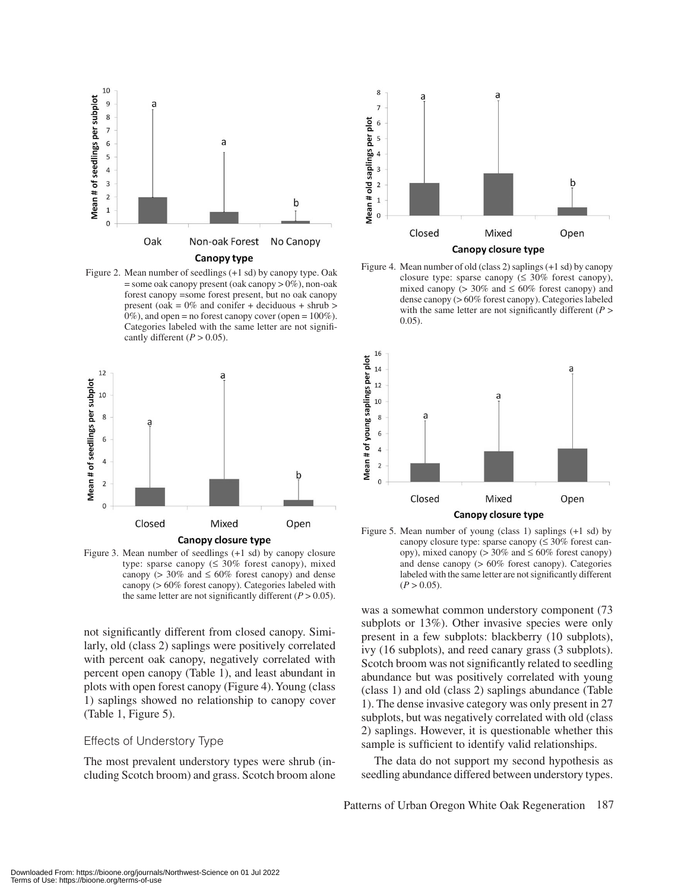Figure 2. Mean number of seedlings (+1 sd) by canopy type. Oak = some oak canopy present (oak canopy > 0%), non-oak forest canopy =some forest present, but no oak canopy present (oak = 0% and conifer + deciduous + shrub > 0%), and open = no forest canopy cover (open = 100%). Categories labeled with the same letter are not significantly different ($P > 0.05$).

Figure 4. Mean number of old (class 2) saplings (+1 sd) by canopy closure type: sparse canopy (≤ 30% forest canopy), mixed canopy (> 30% and ≤ 60% forest canopy) and dense canopy (> 60% forest canopy). Categories labeled with the same letter are not significantly different ($P > 0.05$).

Figure 3. Mean number of seedlings (+1 sd) by canopy closure type: sparse canopy (≤ 30% forest canopy), mixed canopy (> 30% and ≤ 60% forest canopy) and dense canopy (> 60% forest canopy). Categories labeled with the same letter are not significantly different ($P > 0.05$).

Figure 5. Mean number of young (class 1) saplings (+1 sd) by canopy closure type: sparse canopy (≤ 30% forest canopy), mixed canopy (> 30% and ≤ 60% forest canopy) and dense canopy (> 60% forest canopy). Categories labeled with the same letter are not significantly different ($P > 0.05$).

not significantly different from closed canopy. Similarly, old (class 2) saplings were positively correlated with percent oak canopy, negatively correlated with percent open canopy (Table 1), and least abundant in plots with open forest canopy (Figure 4). Young (class 1) saplings showed no relationship to canopy cover (Table 1, Figure 5).

## Effects of Understory Type

The most prevalent understory types were shrub (including Scotch broom) and grass. Scotch broom alone was a somewhat common understory component (73 subplots or 13%). Other invasive species were only present in a few subplots: blackberry (10 subplots), ivy (16 subplots), and reed canary grass (3 subplots). Scotch broom was not significantly related to seedling abundance but was positively correlated with young (class 1) and old (class 2) saplings abundance (Table 1). The dense invasive category was only present in 27 subplots, but was negatively correlated with old (class 2) saplings. However, it is questionable whether this sample is sufficient to identify valid relationships.

The data do not support my second hypothesis as seedling abundance differed between understory types.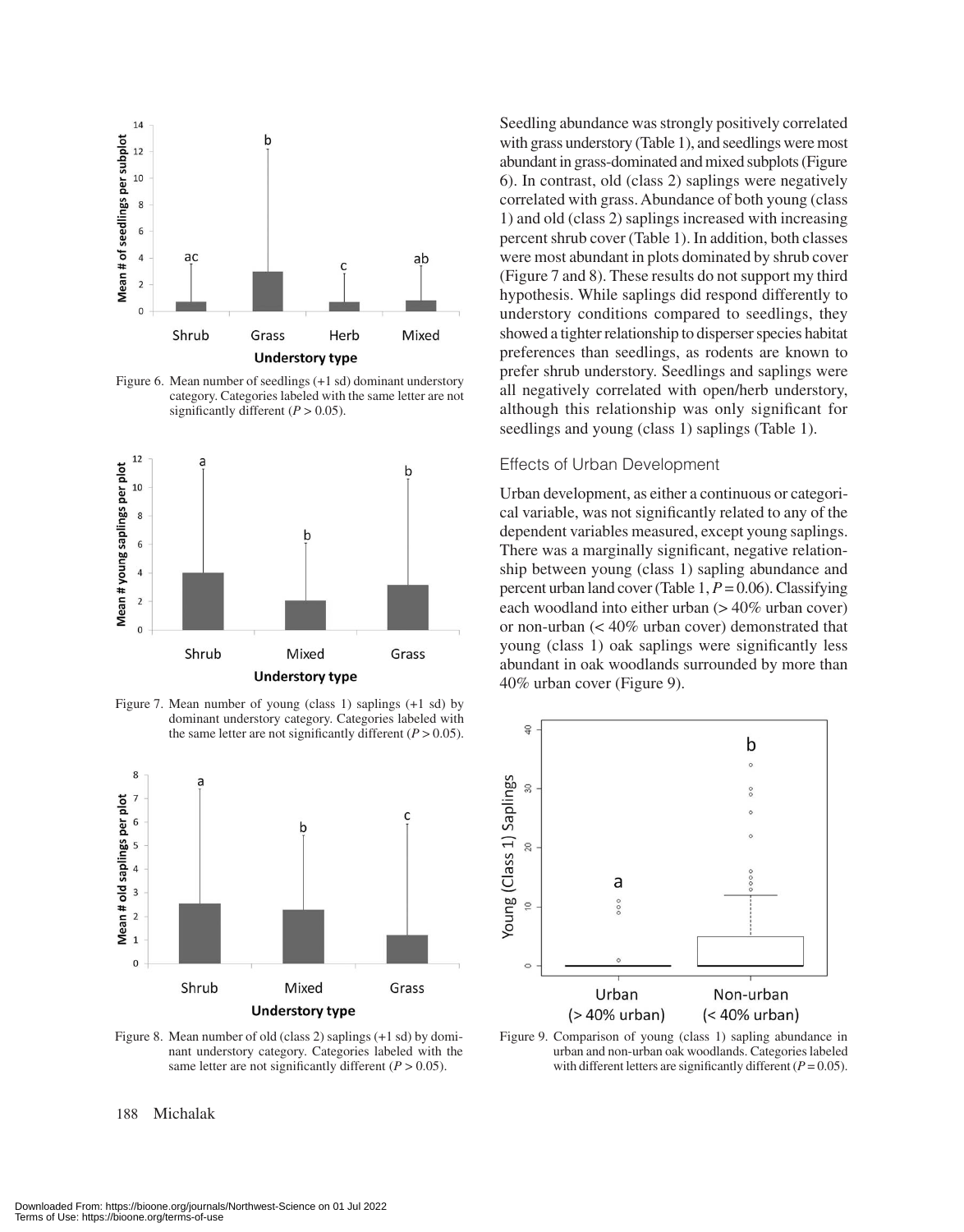Figure 6. Mean number of seedlings (+1 sd) dominant understory category. Categories labeled with the same letter are not significantly different ($P > 0.05$).

Figure 7. Mean number of young (class 1) saplings (+1 sd) by dominant understory category. Categories labeled with the same letter are not significantly different ($P > 0.05$).

Figure 8. Mean number of old (class 2) saplings (+1 sd) by dominant understory category. Categories labeled with the same letter are not significantly different ($P > 0.05$).

Seedling abundance was strongly positively correlated with grass understory (Table 1), and seedlings were most abundant in grass-dominated and mixed subplots (Figure 6). In contrast, old (class 2) saplings were negatively correlated with grass. Abundance of both young (class 1) and old (class 2) saplings increased with increasing percent shrub cover (Table 1). In addition, both classes were most abundant in plots dominated by shrub cover (Figure 7 and 8). These results do not support my third hypothesis. While saplings did respond differently to understory conditions compared to seedlings, they showed a tighter relationship to disperser species habitat preferences than seedlings, as rodents are known to prefer shrub understory. Seedlings and saplings were all negatively correlated with open/herb understory, although this relationship was only significant for seedlings and young (class 1) saplings (Table 1).

### Effects of Urban Development

Urban development, as either a continuous or categorical variable, was not significantly related to any of the dependent variables measured, except young saplings. There was a marginally significant, negative relationship between young (class 1) sapling abundance and percent urban land cover (Table 1, $P = 0.06$). Classifying each woodland into either urban (> 40% urban cover) or non-urban (< 40% urban cover) demonstrated that young (class 1) oak saplings were significantly less abundant in oak woodlands surrounded by more than 40% urban cover (Figure 9).

Figure 9. Comparison of young (class 1) sapling abundance in urban and non-urban oak woodlands. Categories labeled with different letters are significantly different ($P = 0.05$).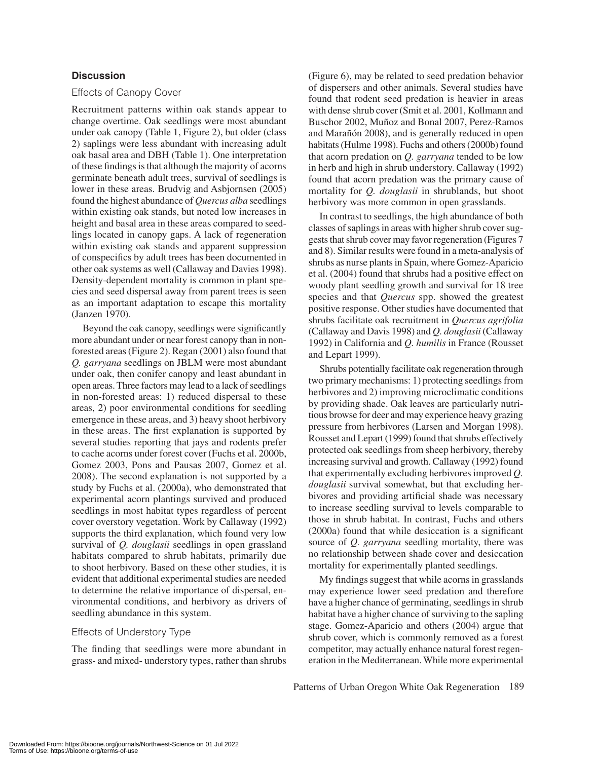## Discussion

### Effects of Canopy Cover

Recruitment patterns within oak stands appear to change overtime. Oak seedlings were most abundant under oak canopy (Table 1, Figure 2), but older (class 2) saplings were less abundant with increasing adult oak basal area and DBH (Table 1). One interpretation of these findings is that although the majority of acorns germinate beneath adult trees, survival of seedlings is lower in these areas. Brudvig and Asbjornsen (2005) found the highest abundance of *Quercus alba* seedlings within existing oak stands, but noted low increases in height and basal area in these areas compared to seedlings located in canopy gaps. A lack of regeneration within existing oak stands and apparent suppression of conspecifics by adult trees has been documented in other oak systems as well (Callaway and Davies 1998). Density-dependent mortality is common in plant species and seed dispersal away from parent trees is seen as an important adaptation to escape this mortality (Janzen 1970).

Beyond the oak canopy, seedlings were significantly more abundant under or near forest canopy than in non-forested areas (Figure 2). Regan (2001) also found that *Q. garryana* seedlings on JBLM were most abundant under oak, then conifer canopy and least abundant in open areas. Three factors may lead to a lack of seedlings in non-forested areas: 1) reduced dispersal to these areas, 2) poor environmental conditions for seedling emergence in these areas, and 3) heavy shoot herbivory in these areas. The first explanation is supported by several studies reporting that jays and rodents prefer to cache acorns under forest cover (Fuchs et al. 2000b, Gomez 2003, Pons and Pausas 2007, Gomez et al. 2008). The second explanation is not supported by a study by Fuchs et al. (2000a), who demonstrated that experimental acorn plantings survived and produced seedlings in most habitat types regardless of percent cover overstory vegetation. Work by Callaway (1992) supports the third explanation, which found very low survival of *Q. douglasii* seedlings in open grassland habitats compared to shrub habitats, primarily due to shoot herbivory. Based on these other studies, it is evident that additional experimental studies are needed to determine the relative importance of dispersal, environmental conditions, and herbivory as drivers of seedling abundance in this system.

### Effects of Understory Type

The finding that seedlings were more abundant in grass- and mixed- understory types, rather than shrubs (Figure 6), may be related to seed predation behavior of dispersers and other animals. Several studies have found that rodent seed predation is heavier in areas with dense shrub cover (Smit et al. 2001, Kollmann and Buschor 2002, Muñoz and Bonal 2007, Perez-Ramos and Marañón 2008), and is generally reduced in open habitats (Hulme 1998). Fuchs and others (2000b) found that acorn predation on *Q. garryana* tended to be low in herb and high in shrub understory. Callaway (1992) found that acorn predation was the primary cause of mortality for *Q. douglasii* in shrublands, but shoot herbivory was more common in open grasslands.

In contrast to seedlings, the high abundance of both classes of saplings in areas with higher shrub cover suggests that shrub cover may favor regeneration (Figures 7 and 8). Similar results were found in a meta-analysis of shrubs as nurse plants in Spain, where Gomez-Aparicio et al. (2004) found that shrubs had a positive effect on woody plant seedling growth and survival for 18 tree species and that *Quercus* spp. showed the greatest positive response. Other studies have documented that shrubs facilitate oak recruitment in *Quercus agrifolia* (Callaway and Davis 1998) and *Q. douglasii* (Callaway 1992) in California and *Q. humilis* in France (Rousset and Lepart 1999).

Shrubs potentially facilitate oak regeneration through two primary mechanisms: 1) protecting seedlings from herbivores and 2) improving microclimatic conditions by providing shade. Oak leaves are particularly nutritious browse for deer and may experience heavy grazing pressure from herbivores (Larsen and Morgan 1998). Rousset and Lepart (1999) found that shrubs effectively protected oak seedlings from sheep herbivory, thereby increasing survival and growth. Callaway (1992) found that experimentally excluding herbivores improved *Q. douglasii* survival somewhat, but that excluding herbivores and providing artificial shade was necessary to increase seedling survival to levels comparable to those in shrub habitat. In contrast, Fuchs and others (2000a) found that while desiccation is a significant source of *Q. garryana* seedling mortality, there was no relationship between shade cover and desiccation mortality for experimentally planted seedlings.

My findings suggest that while acorns in grasslands may experience lower seed predation and therefore have a higher chance of germinating, seedlings in shrub habitat have a higher chance of surviving to the sapling stage. Gomez-Aparicio and others (2004) argue that shrub cover, which is commonly removed as a forest competitor, may actually enhance natural forest regeneration in the Mediterranean. While more experimental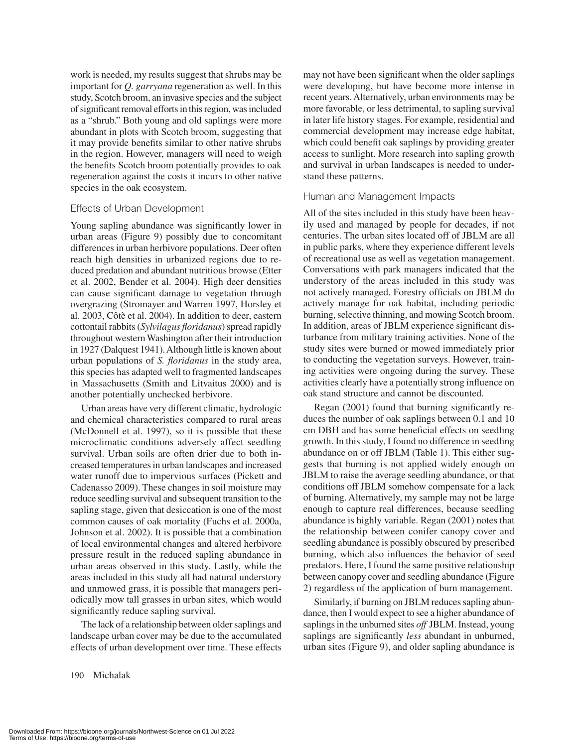work is needed, my results suggest that shrubs may be important for *Q. garryana* regeneration as well. In this study, Scotch broom, an invasive species and the subject of significant removal efforts in this region, was included as a "shrub." Both young and old saplings were more abundant in plots with Scotch broom, suggesting that it may provide benefits similar to other native shrubs in the region. However, managers will need to weigh the benefits Scotch broom potentially provides to oak regeneration against the costs it incurs to other native species in the oak ecosystem.

### Effects of Urban Development

Young sapling abundance was significantly lower in urban areas (Figure 9) possibly due to concomitant differences in urban herbivore populations. Deer often reach high densities in urbanized regions due to reduced predation and abundant nutritious browse (Etter et al. 2002, Bender et al. 2004). High deer densities can cause significant damage to vegetation through overgrazing (Stromayer and Warren 1997, Horsley et al. 2003, Côtè et al. 2004). In addition to deer, eastern cottontail rabbits (*Sylvilagus floridanus*) spread rapidly throughout western Washington after their introduction in 1927 (Dalquest 1941). Although little is known about urban populations of *S. floridanus* in the study area, this species has adapted well to fragmented landscapes in Massachusetts (Smith and Litvaitus 2000) and is another potentially unchecked herbivore.

Urban areas have very different climatic, hydrologic and chemical characteristics compared to rural areas (McDonnell et al. 1997), so it is possible that these microclimatic conditions adversely affect seedling survival. Urban soils are often drier due to both increased temperatures in urban landscapes and increased water runoff due to impervious surfaces (Pickett and Cadenasso 2009). These changes in soil moisture may reduce seedling survival and subsequent transition to the sapling stage, given that desiccation is one of the most common causes of oak mortality (Fuchs et al. 2000a, Johnson et al. 2002). It is possible that a combination of local environmental changes and altered herbivore pressure result in the reduced sapling abundance in urban areas observed in this study. Lastly, while the areas included in this study all had natural understory and unmowed grass, it is possible that managers periodically mow tall grasses in urban sites, which would significantly reduce sapling survival.

The lack of a relationship between older saplings and landscape urban cover may be due to the accumulated effects of urban development over time. These effects may not have been significant when the older saplings were developing, but have become more intense in recent years. Alternatively, urban environments may be more favorable, or less detrimental, to sapling survival in later life history stages. For example, residential and commercial development may increase edge habitat, which could benefit oak saplings by providing greater access to sunlight. More research into sapling growth and survival in urban landscapes is needed to understand these patterns.

### Human and Management Impacts

All of the sites included in this study have been heavily used and managed by people for decades, if not centuries. The urban sites located off of JBLM are all in public parks, where they experience different levels of recreational use as well as vegetation management. Conversations with park managers indicated that the understory of the areas included in this study was not actively managed. Forestry officials on JBLM do actively manage for oak habitat, including periodic burning, selective thinning, and mowing Scotch broom. In addition, areas of JBLM experience significant disturbance from military training activities. None of the study sites were burned or mowed immediately prior to conducting the vegetation surveys. However, training activities were ongoing during the survey. These activities clearly have a potentially strong influence on oak stand structure and cannot be discounted.

Regan (2001) found that burning significantly reduces the number of oak saplings between 0.1 and 10 cm DBH and has some beneficial effects on seedling growth. In this study, I found no difference in seedling abundance on or off JBLM (Table 1). This either suggests that burning is not applied widely enough on JBLM to raise the average seedling abundance, or that conditions off JBLM somehow compensate for a lack of burning. Alternatively, my sample may not be large enough to capture real differences, because seedling abundance is highly variable. Regan (2001) notes that the relationship between conifer canopy cover and seedling abundance is possibly obscured by prescribed burning, which also influences the behavior of seed predators. Here, I found the same positive relationship between canopy cover and seedling abundance (Figure 2) regardless of the application of burn management.

Similarly, if burning on JBLM reduces sapling abundance, then I would expect to see a higher abundance of saplings in the unburned sites *off* JBLM. Instead, young saplings are significantly *less* abundant in unburned, urban sites (Figure 9), and older sapling abundance is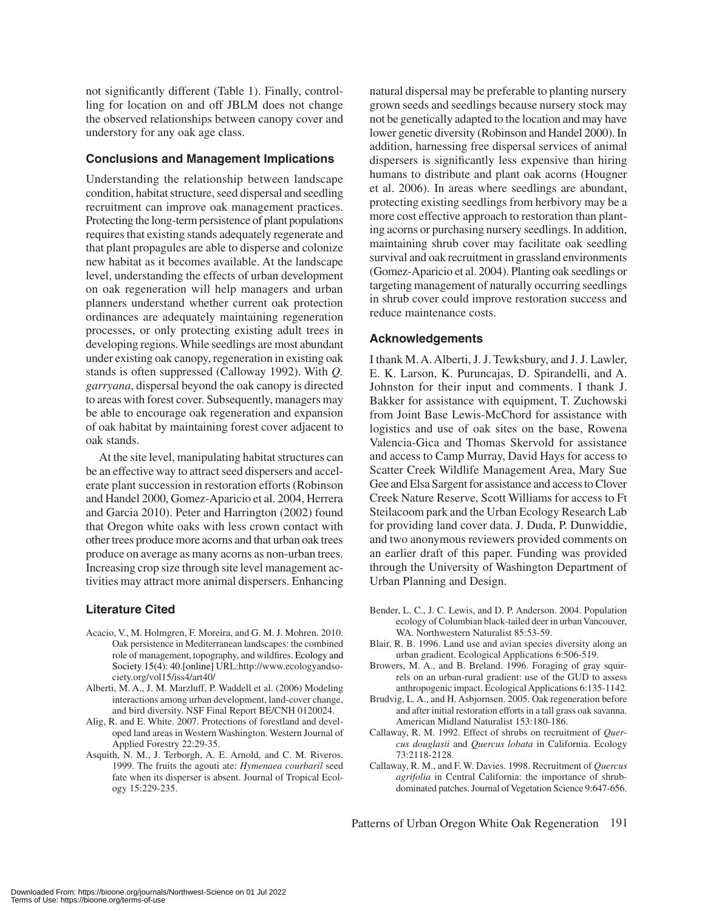not significantly different (Table 1). Finally, controlling for location on and off JBLM does not change the observed relationships between canopy cover and understory for any oak age class.

### Conclusions and Management Implications

Understanding the relationship between landscape condition, habitat structure, seed dispersal and seedling recruitment can improve oak management practices. Protecting the long-term persistence of plant populations requires that existing stands adequately regenerate and that plant propagules are able to disperse and colonize new habitat as it becomes available. At the landscape level, understanding the effects of urban development on oak regeneration will help managers and urban planners understand whether current oak protection ordinances are adequately maintaining regeneration processes, or only protecting existing adult trees in developing regions. While seedlings are most abundant under existing oak canopy, regeneration in existing oak stands is often suppressed (Calloway 1992). With *Q. garryana*, dispersal beyond the oak canopy is directed to areas with forest cover. Subsequently, managers may be able to encourage oak regeneration and expansion of oak habitat by maintaining forest cover adjacent to oak stands.

At the site level, manipulating habitat structures can be an effective way to attract seed dispersers and accelerate plant succession in restoration efforts (Robinson and Handel 2000, Gomez-Aparicio et al. 2004, Herrera and Garcia 2010). Peter and Harrington (2002) found that Oregon white oaks with less crown contact with other trees produce more acorns and that urban oak trees produce on average as many acorns as non-urban trees. Increasing crop size through site level management activities may attract more animal dispersers. Enhancing natural dispersal may be preferable to planting nursery grown seeds and seedlings because nursery stock may not be genetically adapted to the location and may have lower genetic diversity (Robinson and Handel 2000). In addition, harnessing free dispersal services of animal dispersers is significantly less expensive than hiring humans to distribute and plant oak acorns (Hougner et al. 2006). In areas where seedlings are abundant, protecting existing seedlings from herbivory may be a more cost effective approach to restoration than planting acorns or purchasing nursery seedlings. In addition, maintaining shrub cover may facilitate oak seedling survival and oak recruitment in grassland environments (Gomez-Aparicio et al. 2004). Planting oak seedlings or targeting management of naturally occurring seedlings in shrub cover could improve restoration success and reduce maintenance costs.

### Acknowledgements

I thank M. A. Alberti, J. J. Tewksbury, and J. J. Lawler, E. K. Larson, K. Puruncajas, D. Spirandelli, and A. Johnston for their input and comments. I thank J. Bakker for assistance with equipment, T. Zuchowski from Joint Base Lewis-McChord for assistance with logistics and use of oak sites on the base, Rowena Valencia-Gica and Thomas Skervold for assistance and access to Camp Murray, David Hays for access to Scatter Creek Wildlife Management Area, Mary Sue Gee and Elsa Sargent for assistance and access to Clover Creek Nature Reserve, Scott Williams for access to Ft Steilacoom park and the Urban Ecology Research Lab for providing land cover data. J. Duda, P. Dunwiddie, and two anonymous reviewers provided comments on an earlier draft of this paper. Funding was provided through the University of Washington Department of Urban Planning and Design.

### Literature Cited

Acacio, V., M. Holmgren, F. Moreira, and G. M. J. Mohren. 2010. Oak persistence in Mediterranean landscapes: the combined role of management, topography, and wildfires. Ecology and Society 15(4): 40.[online] URL:http://www.ecologyandsociety.org/vol15/iss4/art40/

Alberti, M. A., J. M. Marzluff, P. Waddell et al. (2006) Modeling interactions among urban development, land-cover change, and bird diversity. NSF Final Report BE/CNH 0120024.

Alig, R. and E. White. 2007. Protections of forestland and developed land areas in Western Washington. Western Journal of Applied Forestry 22:29-35.

Asquith, N. M., J. Terborgh, A. E. Arnold, and C. M. Riveros. 1999. The fruits the agouti ate: *Hymenaea courbaril* seed fate when its disperser is absent. Journal of Tropical Ecology 15:229-235.

Bender, L. C., J. C. Lewis, and D. P. Anderson. 2004. Population ecology of Columbian black-tailed deer in urban Vancouver, WA. Northwestern Naturalist 85:53-59.

Blair, R. B. 1996. Land use and avian species diversity along an urban gradient. Ecological Applications 6:506-519.

Browers, M. A., and B. Breland. 1996. Foraging of gray squirrels on an urban-rural gradient: use of the GUD to assess anthropogenic impact. Ecological Applications 6:135-1142.

Brudvig, L. A., and H. Asbjornsen. 2005. Oak regeneration before and after initial restoration efforts in a tall grass oak savanna. American Midland Naturalist 153:180-186.

Callaway, R. M. 1992. Effect of shrubs on recruitment of *Quercus douglasii* and *Quercus lobata* in California. Ecology 73:2118-2128.

Callaway, R. M., and F. W. Davies. 1998. Recruitment of *Quercus agrifolia* in Central California: the importance of shrub-dominated patches. Journal of Vegetation Science 9:647-656.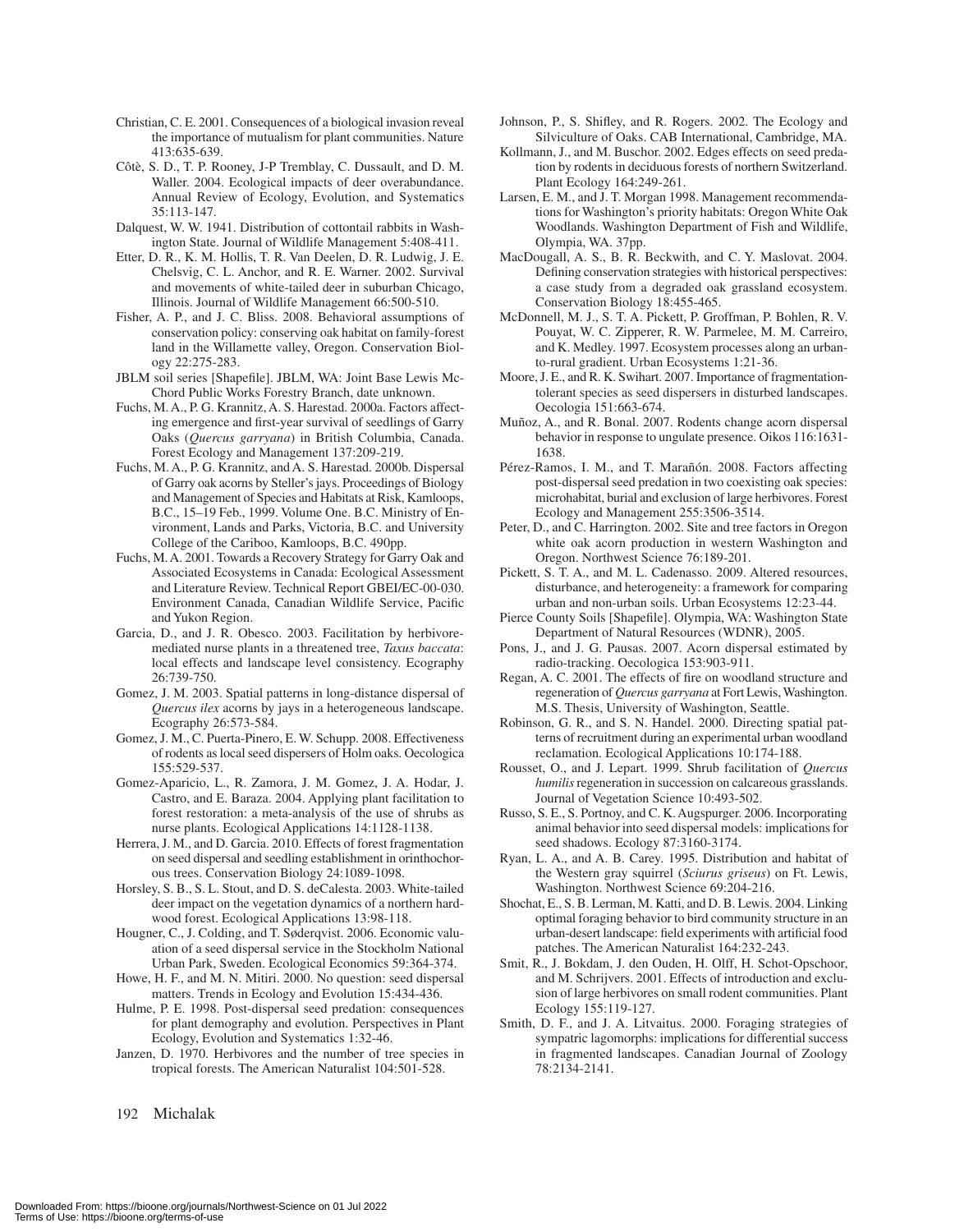Christian, C. E. 2001. Consequences of a biological invasion reveal the importance of mutualism for plant communities. Nature 413:635-639.

Côtè, S. D., T. P. Rooney, J-P Tremblay, C. Dussault, and D. M. Waller. 2004. Ecological impacts of deer overabundance. Annual Review of Ecology, Evolution, and Systematics 35:113-147.

Dalquest, W. W. 1941. Distribution of cottontail rabbits in Washington State. Journal of Wildlife Management 5:408-411.

Etter, D. R., K. M. Hollis, T. R. Van Deelen, D. R. Ludwig, J. E. Chelsvig, C. L. Anchor, and R. E. Warner. 2002. Survival and movements of white-tailed deer in suburban Chicago, Illinois. Journal of Wildlife Management 66:500-510.

Fisher, A. P., and J. C. Bliss. 2008. Behavioral assumptions of conservation policy: conserving oak habitat on family-forest land in the Willamette valley, Oregon. Conservation Biology 22:275-283.

JBLM soil series [Shapefile]. JBLM, WA: Joint Base Lewis McChord Public Works Forestry Branch, date unknown.

Fuchs, M. A., P. G. Krannitz, A. S. Harestad. 2000a. Factors affecting emergence and first-year survival of seedlings of Garry Oaks (*Quercus garryana*) in British Columbia, Canada. Forest Ecology and Management 137:209-219.

Fuchs, M. A., P. G. Krannitz, and A. S. Harestad. 2000b. Dispersal of Garry oak acorns by Steller's jays. Proceedings of Biology and Management of Species and Habitats at Risk, Kamloops, B.C., 15–19 Feb., 1999. Volume One. B.C. Ministry of Environment, Lands and Parks, Victoria, B.C. and University College of the Cariboo, Kamloops, B.C. 490pp.

Fuchs, M. A. 2001. Towards a Recovery Strategy for Garry Oak and Associated Ecosystems in Canada: Ecological Assessment and Literature Review. Technical Report GBEI/EC-00-030. Environment Canada, Canadian Wildlife Service, Pacific and Yukon Region.

Garcia, D., and J. R. Obesco. 2003. Facilitation by herbivore-mediated nurse plants in a threatened tree, *Taxus baccata*: local effects and landscape level consistency. Ecography 26:739-750.

Gomez, J. M. 2003. Spatial patterns in long-distance dispersal of *Quercus ilex* acorns by jays in a heterogeneous landscape. Ecography 26:573-584.

Gomez, J. M., C. Puerta-Pinero, E. W. Schupp. 2008. Effectiveness of rodents as local seed dispersers of Holm oaks. Oecologica 155:529-537.

Gomez-Aparicio, L., R. Zamora, J. M. Gomez, J. A. Hodar, J. Castro, and E. Baraza. 2004. Applying plant facilitation to forest restoration: a meta-analysis of the use of shrubs as nurse plants. Ecological Applications 14:1128-1138.

Herrera, J. M., and D. Garcia. 2010. Effects of forest fragmentation on seed dispersal and seedling establishment in orinthochorous trees. Conservation Biology 24:1089-1098.

Horsley, S. B., S. L. Stout, and D. S. deCalesta. 2003. White-tailed deer impact on the vegetation dynamics of a northern hardwood forest. Ecological Applications 13:98-118.

Hougner, C., J. Colding, and T. Søderqvist. 2006. Economic valuation of a seed dispersal service in the Stockholm National Urban Park, Sweden. Ecological Economics 59:364-374.

Howe, H. F., and M. N. Mitiri. 2000. No question: seed dispersal matters. Trends in Ecology and Evolution 15:434-436.

Hulme, P. E. 1998. Post-dispersal seed predation: consequences for plant demography and evolution. Perspectives in Plant Ecology, Evolution and Systematics 1:32-46.

Janzen, D. 1970. Herbivores and the number of tree species in tropical forests. The American Naturalist 104:501-528.

Johnson, P., S. Shifley, and R. Rogers. 2002. The Ecology and Silviculture of Oaks. CAB International, Cambridge, MA.

Kollmann, J., and M. Buschor. 2002. Edges effects on seed predation by rodents in deciduous forests of northern Switzerland. Plant Ecology 164:249-261.

Larsen, E. M., and J. T. Morgan 1998. Management recommendations for Washington's priority habitats: Oregon White Oak Woodlands. Washington Department of Fish and Wildlife, Olympia, WA. 37pp.

MacDougall, A. S., B. R. Beckwith, and C. Y. Maslovat. 2004. Defining conservation strategies with historical perspectives: a case study from a degraded oak grassland ecosystem. Conservation Biology 18:455-465.

McDonnell, M. J., S. T. A. Pickett, P. Groffman, P. Bohlen, R. V. Pouyat, W. C. Zipperer, R. W. Parmelee, M. M. Carreiro, and K. Medley. 1997. Ecosystem processes along an urban-to-rural gradient. Urban Ecosystems 1:21-36.

Moore, J. E., and R. K. Swihart. 2007. Importance of fragmentation-tolerant species as seed dispersers in disturbed landscapes. Oecologia 151:663-674.

Muñoz, A., and R. Bonal. 2007. Rodents change acorn dispersal behavior in response to ungulate presence. Oikos 116:1631-1638.

Pérez-Ramos, I. M., and T. Marañón. 2008. Factors affecting post-dispersal seed predation in two coexisting oak species: microhabitat, burial and exclusion of large herbivores. Forest Ecology and Management 255:3506-3514.

Peter, D., and C. Harrington. 2002. Site and tree factors in Oregon white oak acorn production in western Washington and Oregon. Northwest Science 76:189-201.

Pickett, S. T. A., and M. L. Cadenasso. 2009. Altered resources, disturbance, and heterogeneity: a framework for comparing urban and non-urban soils. Urban Ecosystems 12:23-44.

Pierce County Soils [Shapefile]. Olympia, WA: Washington State Department of Natural Resources (WDNR), 2005.

Pons, J., and J. G. Pausas. 2007. Acorn dispersal estimated by radio-tracking. Oecologica 153:903-911.

Regan, A. C. 2001. The effects of fire on woodland structure and regeneration of *Quercus garryana* at Fort Lewis, Washington. M.S. Thesis, University of Washington, Seattle.

Robinson, G. R., and S. N. Handel. 2000. Directing spatial patterns of recruitment during an experimental urban woodland reclamation. Ecological Applications 10:174-188.

Rousset, O., and J. Lepart. 1999. Shrub facilitation of *Quercus humilis* regeneration in succession on calcareous grasslands. Journal of Vegetation Science 10:493-502.

Russo, S. E., S. Portnoy, and C. K. Augspurger. 2006. Incorporating animal behavior into seed dispersal models: implications for seed shadows. Ecology 87:3160-3174.

Ryan, L. A., and A. B. Carey. 1995. Distribution and habitat of the Western gray squirrel (*Sciurus griseus*) on Ft. Lewis, Washington. Northwest Science 69:204-216.

Shochat, E., S. B. Lerman, M. Katti, and D. B. Lewis. 2004. Linking optimal foraging behavior to bird community structure in an urban-desert landscape: field experiments with artificial food patches. The American Naturalist 164:232-243.

Smit, R., J. Bokdam, J. den Ouden, H. Olff, H. Schot-Opschoor, and M. Schrijvers. 2001. Effects of introduction and exclusion of large herbivores on small rodent communities. Plant Ecology 155:119-127.

Smith, D. F., and J. A. Litvaitus. 2000. Foraging strategies of sympatric lagomorphs: implications for differential success in fragmented landscapes. Canadian Journal of Zoology 78:2134-2141.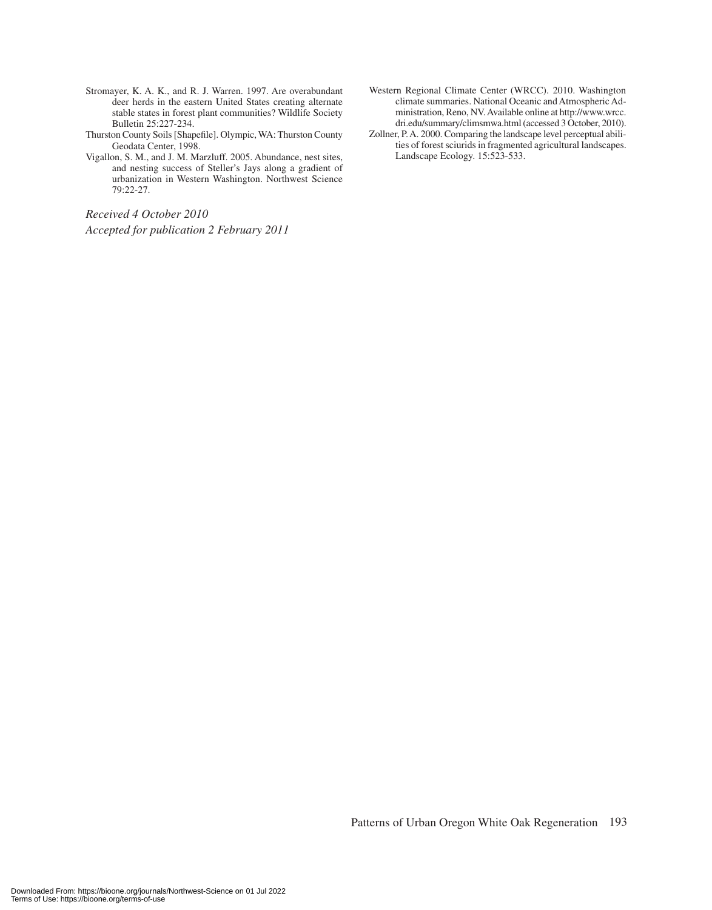Stromayer, K. A. K., and R. J. Warren. 1997. Are overabundant deer herds in the eastern United States creating alternate stable states in forest plant communities? Wildlife Society Bulletin 25:227-234.

Thurston County Soils [Shapefile]. Olympic, WA: Thurston County Geodata Center, 1998.

Vigallon, S. M., and J. M. Marzluff. 2005. Abundance, nest sites, and nesting success of Steller's Jays along a gradient of urbanization in Western Washington. Northwest Science 79:22-27.

*Received 4 October 2010*
*Accepted for publication 2 February 2011*

Western Regional Climate Center (WRCC). 2010. Washington climate summaries. National Oceanic and Atmospheric Administration, Reno, NV. Available online at http://www.wrcc.dri.edu/summary/climsmwa.html (accessed 3 October, 2010).

Zollner, P. A. 2000. Comparing the landscape level perceptual abilities of forest sciurids in fragmented agricultural landscapes. Landscape Ecology. 15:523-533.